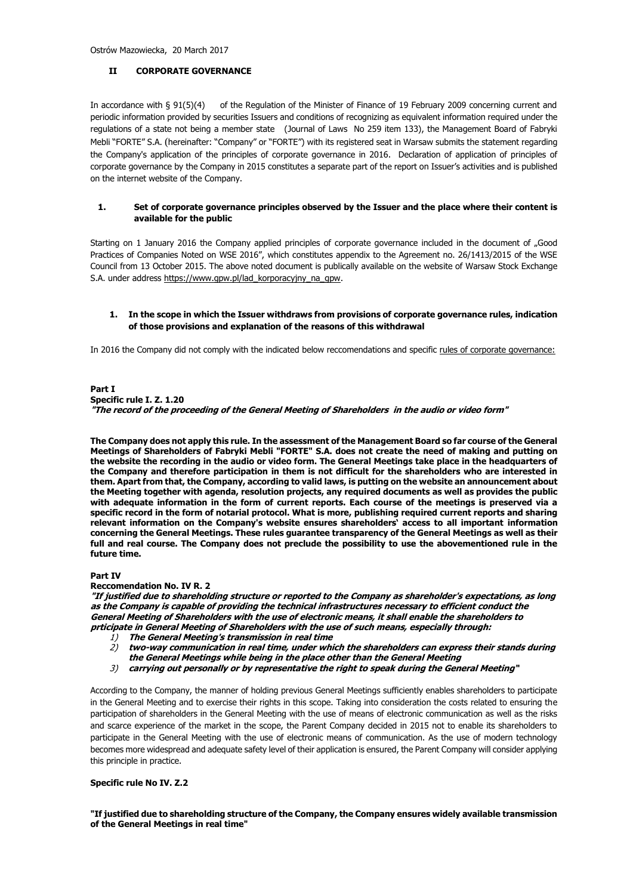Ostrów Mazowiecka, 20 March 2017

## II CORPORATE GOVERNANCE

In accordance with § 91(5)(4) of the Regulation of the Minister of Finance of 19 February 2009 concerning current and periodic information provided by securities Issuers and conditions of recognizing as equivalent information required under the regulations of a state not being a member state (Journal of Laws No 259 item 133), the Management Board of Fabryki Mebli "FORTE" S.A. (hereinafter: "Company" or "FORTE") with its registered seat in Warsaw submits the statement regarding the Company's application of the principles of corporate governance in 2016. Declaration of application of principles of corporate governance by the Company in 2015 constitutes a separate part of the report on Issuer's activities and is published on the internet website of the Company.

### 1. Set of corporate governance principles observed by the Issuer and the place where their content is available for the public

Starting on 1 January 2016 the Company applied principles of corporate governance included in the document of „Good Practices of Companies Noted on WSE 2016", which constitutes appendix to the Agreement no. 26/1413/2015 of the WSE Council from 13 October 2015. The above noted document is publically available on the website of Warsaw Stock Exchange S.A. under address https://www.gpw.pl/lad_korporacyjny_na_gpw.

### 1. In the scope in which the Issuer withdraws from provisions of corporate governance rules, indication of those provisions and explanation of the reasons of this withdrawal

In 2016 the Company did not comply with the indicated below reccomendations and specific rules of corporate governance:

**Part I**
**Specific rule I. Z. 1.20**
***"The record of the proceeding of the General Meeting of Shareholders in the audio or video form"***

**The Company does not apply this rule. In the assessment of the Management Board so far course of the General Meetings of Shareholders of Fabryki Mebli "FORTE" S.A. does not create the need of making and putting on the website the recording in the audio or video form. The General Meetings take place in the headquarters of the Company and therefore participation in them is not difficult for the shareholders who are interested in them. Apart from that, the Company, according to valid laws, is putting on the website an announcement about the Meeting together with agenda, resolution projects, any required documents as well as provides the public with adequate information in the form of current reports. Each course of the meetings is preserved via a specific record in the form of notarial protocol. What is more, publishing required current reports and sharing relevant information on the Company's website ensures shareholders' access to all important information concerning the General Meetings. These rules guarantee transparency of the General Meetings as well as their full and real course. The Company does not preclude the possibility to use the abovementioned rule in the future time.**

**Part IV**
**Reccomendation No. IV R. 2**
***"If justified due to shareholding structure or reported to the Company as shareholder's expectations, as long as the Company is capable of providing the technical infrastructures necessary to efficient conduct the General Meeting of Shareholders with the use of electronic means, it shall enable the shareholders to prticipate in General Meeting of Shareholders with the use of such means, especially through:***

1) ***The General Meeting's transmission in real time***
2) ***two-way communication in real time, under which the shareholders can express their stands during the General Meetings while being in the place other than the General Meeting***
3) ***carrying out personally or by representative the right to speak during the General Meeting"***

According to the Company, the manner of holding previous General Meetings sufficiently enables shareholders to participate in the General Meeting and to exercise their rights in this scope. Taking into consideration the costs related to ensuring the participation of shareholders in the General Meeting with the use of means of electronic communication as well as the risks and scarce experience of the market in the scope, the Parent Company decided in 2015 not to enable its shareholders to participate in the General Meeting with the use of electronic means of communication. As the use of modern technology becomes more widespread and adequate safety level of their application is ensured, the Parent Company will consider applying this principle in practice.

**Specific rule No IV. Z.2**

**"If justified due to shareholding structure of the Company, the Company ensures widely available transmission of the General Meetings in real time"**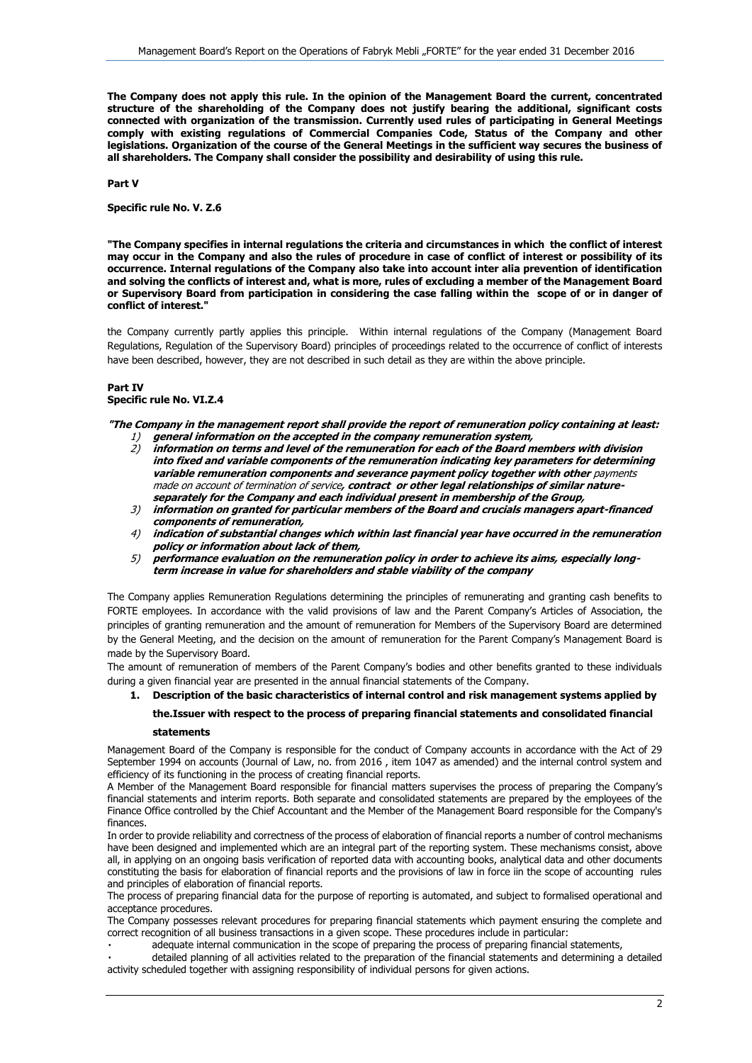**The Company does not apply this rule. In the opinion of the Management Board the current, concentrated structure of the shareholding of the Company does not justify bearing the additional, significant costs connected with organization of the transmission. Currently used rules of participating in General Meetings comply with existing regulations of Commercial Companies Code, Status of the Company and other legislations. Organization of the course of the General Meetings in the sufficient way secures the business of all shareholders. The Company shall consider the possibility and desirability of using this rule.**

**Part V**

**Specific rule No. V. Z.6**

**"The Company specifies in internal regulations the criteria and circumstances in which the conflict of interest may occur in the Company and also the rules of procedure in case of conflict of interest or possibility of its occurrence. Internal regulations of the Company also take into account inter alia prevention of identification and solving the conflicts of interest and, what is more, rules of excluding a member of the Management Board or Supervisory Board from participation in considering the case falling within the scope of or in danger of conflict of interest."**

the Company currently partly applies this principle. Within internal regulations of the Company (Management Board Regulations, Regulation of the Supervisory Board) principles of proceedings related to the occurrence of conflict of interests have been described, however, they are not described in such detail as they are within the above principle.

**Part IV**
**Specific rule No. VI.Z.4**

***"The Company in the management report shall provide the report of remuneration policy containing at least:***

1) ***general information on the accepted in the company remuneration system,***
2) ***information on terms and level of the remuneration for each of the Board members with division into fixed and variable components of the remuneration indicating key parameters for determining variable remuneration components and severance payment policy together with other*** *payments made on account of termination of service**, contract or other legal relationships of similar nature-separately for the Company and each individual present in membership of the Group,***
3) ***information on granted for particular members of the Board and crucials managers apart-financed components of remuneration,***
4) ***indication of substantial changes which within last financial year have occurred in the remuneration policy or information about lack of them,***
5) ***performance evaluation on the remuneration policy in order to achieve its aims, especially long-term increase in value for shareholders and stable viability of the company***

The Company applies Remuneration Regulations determining the principles of remunerating and granting cash benefits to FORTE employees. In accordance with the valid provisions of law and the Parent Company's Articles of Association, the principles of granting remuneration and the amount of remuneration for Members of the Supervisory Board are determined by the General Meeting, and the decision on the amount of remuneration for the Parent Company's Management Board is made by the Supervisory Board.

The amount of remuneration of members of the Parent Company's bodies and other benefits granted to these individuals during a given financial year are presented in the annual financial statements of the Company.

## 1. Description of the basic characteristics of internal control and risk management systems applied by the.Issuer with respect to the process of preparing financial statements and consolidated financial statements

Management Board of the Company is responsible for the conduct of Company accounts in accordance with the Act of 29 September 1994 on accounts (Journal of Law, no. from 2016 , item 1047 as amended) and the internal control system and efficiency of its functioning in the process of creating financial reports.

A Member of the Management Board responsible for financial matters supervises the process of preparing the Company's financial statements and interim reports. Both separate and consolidated statements are prepared by the employees of the Finance Office controlled by the Chief Accountant and the Member of the Management Board responsible for the Company's finances.

In order to provide reliability and correctness of the process of elaboration of financial reports a number of control mechanisms have been designed and implemented which are an integral part of the reporting system. These mechanisms consist, above all, in applying on an ongoing basis verification of reported data with accounting books, analytical data and other documents constituting the basis for elaboration of financial reports and the provisions of law in force iin the scope of accounting rules and principles of elaboration of financial reports.

The process of preparing financial data for the purpose of reporting is automated, and subject to formalised operational and acceptance procedures.

The Company possesses relevant procedures for preparing financial statements which payment ensuring the complete and correct recognition of all business transactions in a given scope. These procedures include in particular:

- adequate internal communication in the scope of preparing the process of preparing financial statements,
- detailed planning of all activities related to the preparation of the financial statements and determining a detailed activity scheduled together with assigning responsibility of individual persons for given actions.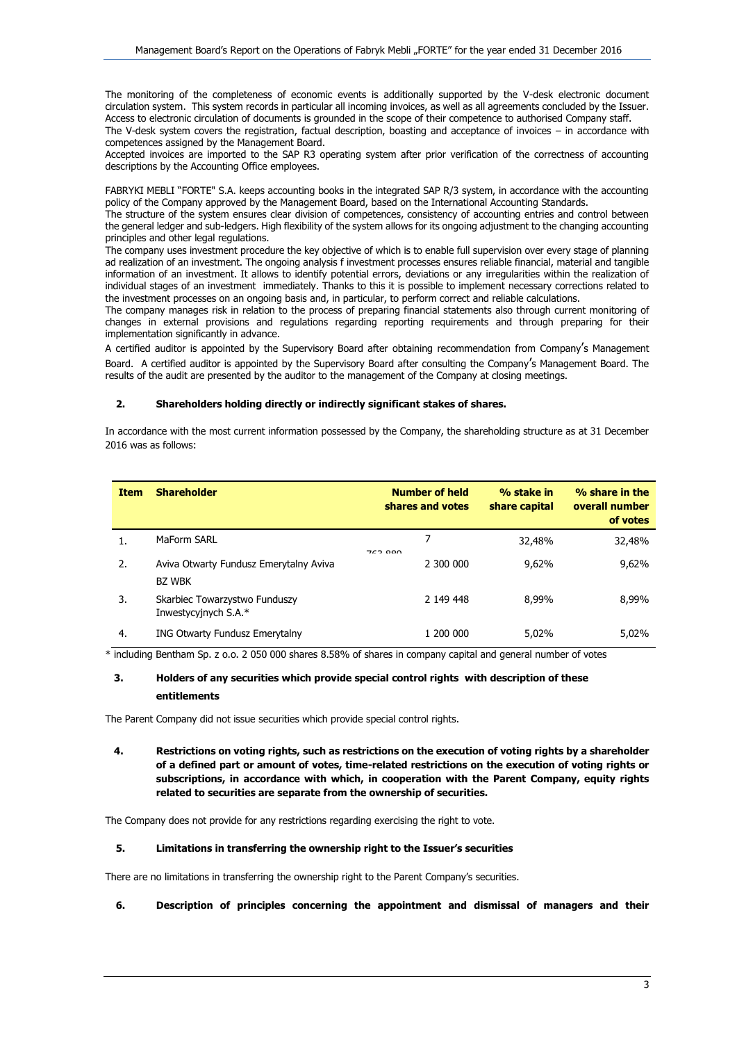The monitoring of the completeness of economic events is additionally supported by the V-desk electronic document circulation system. This system records in particular all incoming invoices, as well as all agreements concluded by the Issuer. Access to electronic circulation of documents is grounded in the scope of their competence to authorised Company staff.
The V-desk system covers the registration, factual description, boasting and acceptance of invoices – in accordance with competences assigned by the Management Board.
Accepted invoices are imported to the SAP R3 operating system after prior verification of the correctness of accounting descriptions by the Accounting Office employees.

FABRYKI MEBLI "FORTE" S.A. keeps accounting books in the integrated SAP R/3 system, in accordance with the accounting policy of the Company approved by the Management Board, based on the International Accounting Standards.
The structure of the system ensures clear division of competences, consistency of accounting entries and control between the general ledger and sub-ledgers. High flexibility of the system allows for its ongoing adjustment to the changing accounting principles and other legal regulations.
The company uses investment procedure the key objective of which is to enable full supervision over every stage of planning ad realization of an investment. The ongoing analysis f investment processes ensures reliable financial, material and tangible information of an investment. It allows to identify potential errors, deviations or any irregularities within the realization of individual stages of an investment immediately. Thanks to this it is possible to implement necessary corrections related to the investment processes on an ongoing basis and, in particular, to perform correct and reliable calculations.
The company manages risk in relation to the process of preparing financial statements also through current monitoring of changes in external provisions and regulations regarding reporting requirements and through preparing for their implementation significantly in advance.
A certified auditor is appointed by the Supervisory Board after obtaining recommendation from Company's Management Board. A certified auditor is appointed by the Supervisory Board after consulting the Company's Management Board. The results of the audit are presented by the auditor to the management of the Company at closing meetings.

## 2. Shareholders holding directly or indirectly significant stakes of shares.

In accordance with the most current information possessed by the Company, the shareholding structure as at 31 December 2016 was as follows:

| Item | Shareholder | Number of held shares and votes | % stake in share capital | % share in the overall number of votes |
|---|---|---|---|---|
| 1. | MaForm SARL | 7 763 880 | 32,48% | 32,48% |
| 2. | Aviva Otwarty Fundusz Emerytalny Aviva BZ WBK | 2 300 000 | 9,62% | 9,62% |
| 3. | Skarbiec Towarzystwo Funduszy Inwestycyjnych S.A.* | 2 149 448 | 8,99% | 8,99% |
| 4. | ING Otwarty Fundusz Emerytalny | 1 200 000 | 5,02% | 5,02% |

* including Bentham Sp. z o.o. 2 050 000 shares 8.58% of shares in company capital and general number of votes

## 3. Holders of any securities which provide special control rights with description of these entitlements

The Parent Company did not issue securities which provide special control rights.

## 4. Restrictions on voting rights, such as restrictions on the execution of voting rights by a shareholder of a defined part or amount of votes, time-related restrictions on the execution of voting rights or subscriptions, in accordance with which, in cooperation with the Parent Company, equity rights related to securities are separate from the ownership of securities.

The Company does not provide for any restrictions regarding exercising the right to vote.

## 5. Limitations in transferring the ownership right to the Issuer's securities

There are no limitations in transferring the ownership right to the Parent Company's securities.

## 6. Description of principles concerning the appointment and dismissal of managers and their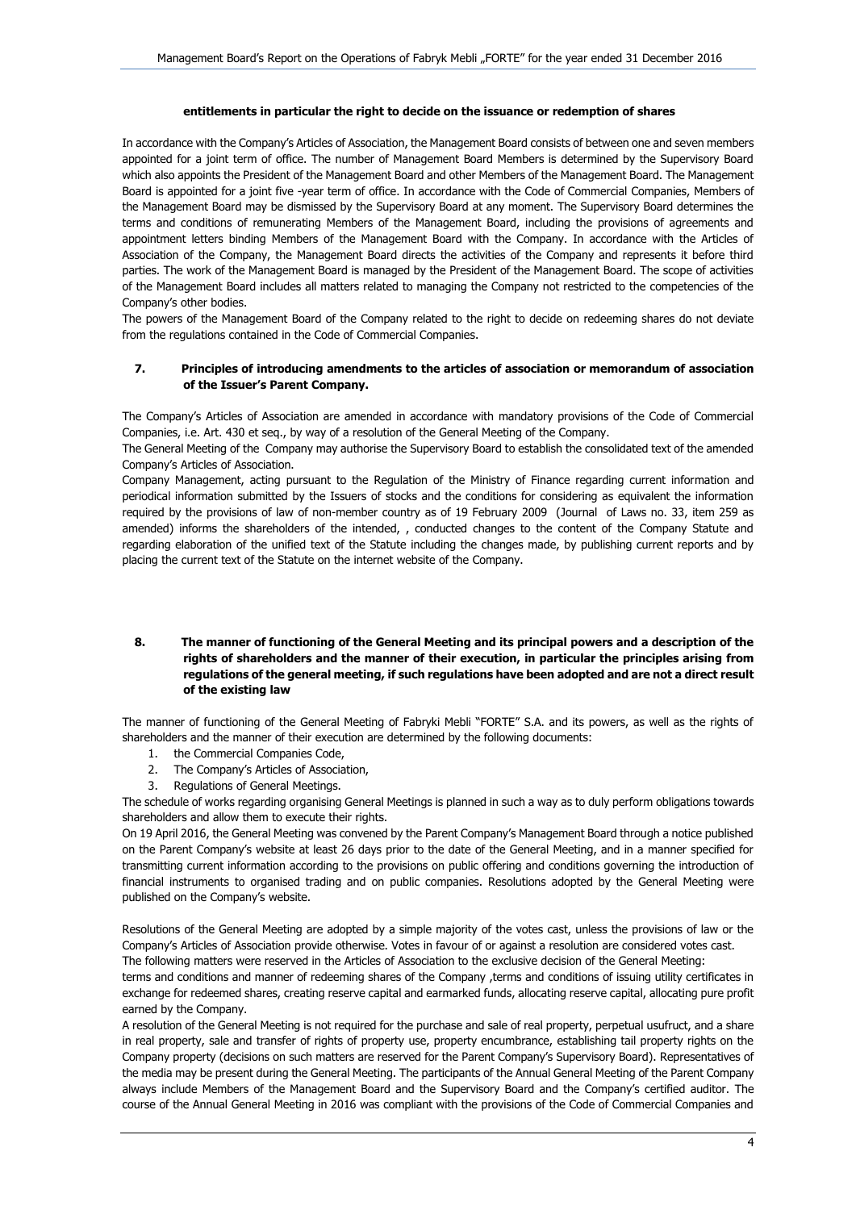**entitlements in particular the right to decide on the issuance or redemption of shares**

In accordance with the Company's Articles of Association, the Management Board consists of between one and seven members appointed for a joint term of office. The number of Management Board Members is determined by the Supervisory Board which also appoints the President of the Management Board and other Members of the Management Board. The Management Board is appointed for a joint five -year term of office. In accordance with the Code of Commercial Companies, Members of the Management Board may be dismissed by the Supervisory Board at any moment. The Supervisory Board determines the terms and conditions of remunerating Members of the Management Board, including the provisions of agreements and appointment letters binding Members of the Management Board with the Company. In accordance with the Articles of Association of the Company, the Management Board directs the activities of the Company and represents it before third parties. The work of the Management Board is managed by the President of the Management Board. The scope of activities of the Management Board includes all matters related to managing the Company not restricted to the competencies of the Company's other bodies.

The powers of the Management Board of the Company related to the right to decide on redeeming shares do not deviate from the regulations contained in the Code of Commercial Companies.

### 7. Principles of introducing amendments to the articles of association or memorandum of association of the Issuer's Parent Company.

The Company's Articles of Association are amended in accordance with mandatory provisions of the Code of Commercial Companies, i.e. Art. 430 et seq., by way of a resolution of the General Meeting of the Company.

The General Meeting of the Company may authorise the Supervisory Board to establish the consolidated text of the amended Company's Articles of Association.

Company Management, acting pursuant to the Regulation of the Ministry of Finance regarding current information and periodical information submitted by the Issuers of stocks and the conditions for considering as equivalent the information required by the provisions of law of non-member country as of 19 February 2009 (Journal of Laws no. 33, item 259 as amended) informs the shareholders of the intended, , conducted changes to the content of the Company Statute and regarding elaboration of the unified text of the Statute including the changes made, by publishing current reports and by placing the current text of the Statute on the internet website of the Company.

### 8. The manner of functioning of the General Meeting and its principal powers and a description of the rights of shareholders and the manner of their execution, in particular the principles arising from regulations of the general meeting, if such regulations have been adopted and are not a direct result of the existing law

The manner of functioning of the General Meeting of Fabryki Mebli "FORTE" S.A. and its powers, as well as the rights of shareholders and the manner of their execution are determined by the following documents:

1. the Commercial Companies Code,
2. The Company's Articles of Association,
3. Regulations of General Meetings.

The schedule of works regarding organising General Meetings is planned in such a way as to duly perform obligations towards shareholders and allow them to execute their rights.

On 19 April 2016, the General Meeting was convened by the Parent Company's Management Board through a notice published on the Parent Company's website at least 26 days prior to the date of the General Meeting, and in a manner specified for transmitting current information according to the provisions on public offering and conditions governing the introduction of financial instruments to organised trading and on public companies. Resolutions adopted by the General Meeting were published on the Company's website.

Resolutions of the General Meeting are adopted by a simple majority of the votes cast, unless the provisions of law or the Company's Articles of Association provide otherwise. Votes in favour of or against a resolution are considered votes cast.

The following matters were reserved in the Articles of Association to the exclusive decision of the General Meeting:

terms and conditions and manner of redeeming shares of the Company ,terms and conditions of issuing utility certificates in exchange for redeemed shares, creating reserve capital and earmarked funds, allocating reserve capital, allocating pure profit earned by the Company.

A resolution of the General Meeting is not required for the purchase and sale of real property, perpetual usufruct, and a share in real property, sale and transfer of rights of property use, property encumbrance, establishing tail property rights on the Company property (decisions on such matters are reserved for the Parent Company's Supervisory Board). Representatives of the media may be present during the General Meeting. The participants of the Annual General Meeting of the Parent Company always include Members of the Management Board and the Supervisory Board and the Company's certified auditor. The course of the Annual General Meeting in 2016 was compliant with the provisions of the Code of Commercial Companies and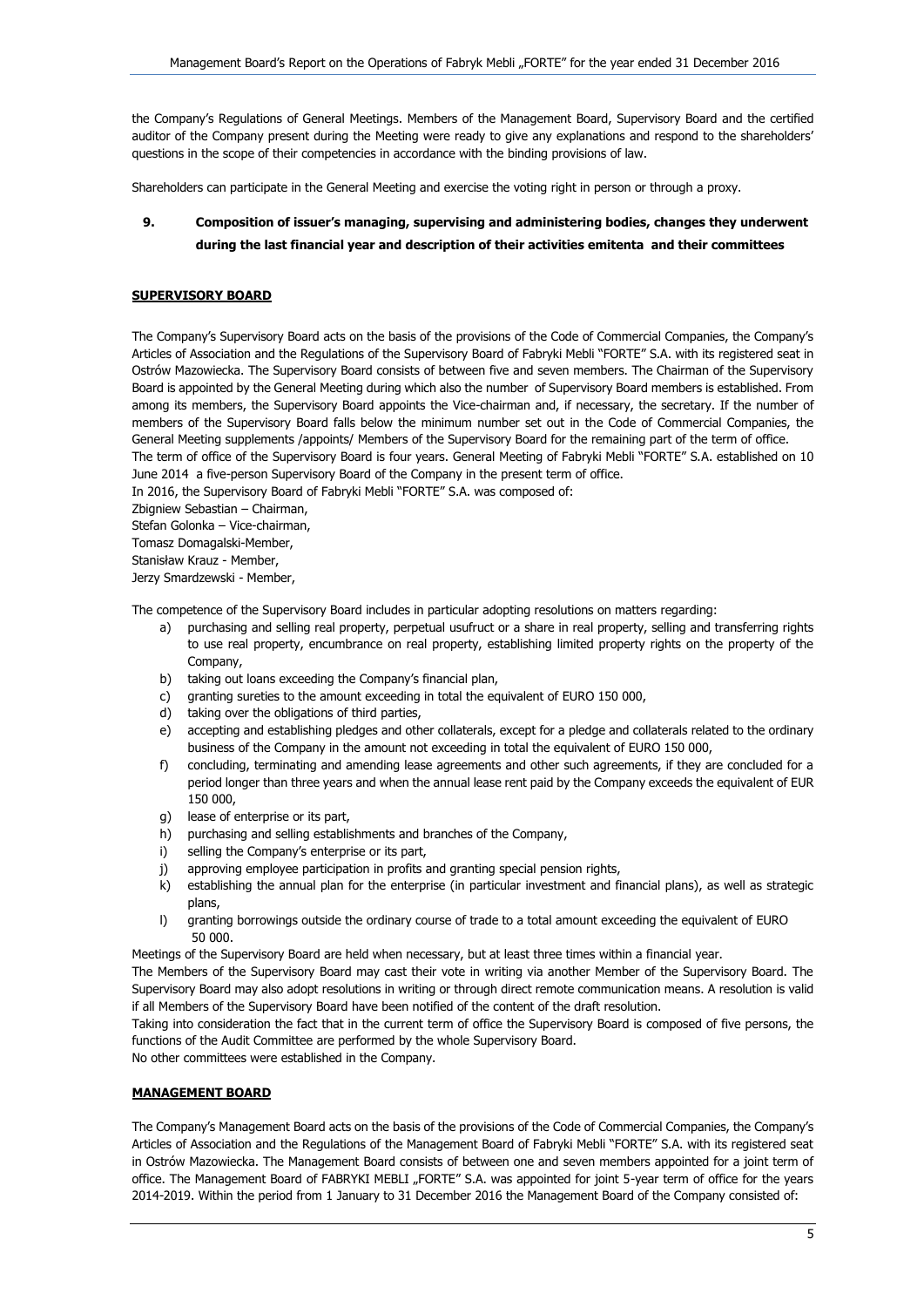the Company's Regulations of General Meetings. Members of the Management Board, Supervisory Board and the certified auditor of the Company present during the Meeting were ready to give any explanations and respond to the shareholders' questions in the scope of their competencies in accordance with the binding provisions of law.

Shareholders can participate in the General Meeting and exercise the voting right in person or through a proxy.

## 9. Composition of issuer's managing, supervising and administering bodies, changes they underwent during the last financial year and description of their activities emitenta and their committees

**SUPERVISORY BOARD**

The Company's Supervisory Board acts on the basis of the provisions of the Code of Commercial Companies, the Company's Articles of Association and the Regulations of the Supervisory Board of Fabryki Mebli "FORTE" S.A. with its registered seat in Ostrów Mazowiecka. The Supervisory Board consists of between five and seven members. The Chairman of the Supervisory Board is appointed by the General Meeting during which also the number of Supervisory Board members is established. From among its members, the Supervisory Board appoints the Vice-chairman and, if necessary, the secretary. If the number of members of the Supervisory Board falls below the minimum number set out in the Code of Commercial Companies, the General Meeting supplements /appoints/ Members of the Supervisory Board for the remaining part of the term of office.
The term of office of the Supervisory Board is four years. General Meeting of Fabryki Mebli "FORTE" S.A. established on 10 June 2014 a five-person Supervisory Board of the Company in the present term of office.
In 2016, the Supervisory Board of Fabryki Mebli "FORTE" S.A. was composed of:
Zbigniew Sebastian – Chairman,
Stefan Golonka – Vice-chairman,
Tomasz Domagalski-Member,
Stanisław Krauz - Member,
Jerzy Smardzewski - Member,

The competence of the Supervisory Board includes in particular adopting resolutions on matters regarding:

a) purchasing and selling real property, perpetual usufruct or a share in real property, selling and transferring rights to use real property, encumbrance on real property, establishing limited property rights on the property of the Company,
b) taking out loans exceeding the Company's financial plan,
c) granting sureties to the amount exceeding in total the equivalent of EURO 150 000,
d) taking over the obligations of third parties,
e) accepting and establishing pledges and other collaterals, except for a pledge and collaterals related to the ordinary business of the Company in the amount not exceeding in total the equivalent of EURO 150 000,
f) concluding, terminating and amending lease agreements and other such agreements, if they are concluded for a period longer than three years and when the annual lease rent paid by the Company exceeds the equivalent of EUR 150 000,
g) lease of enterprise or its part,
h) purchasing and selling establishments and branches of the Company,
i) selling the Company's enterprise or its part,
j) approving employee participation in profits and granting special pension rights,
k) establishing the annual plan for the enterprise (in particular investment and financial plans), as well as strategic plans,
l) granting borrowings outside the ordinary course of trade to a total amount exceeding the equivalent of EURO 50 000.

Meetings of the Supervisory Board are held when necessary, but at least three times within a financial year.
The Members of the Supervisory Board may cast their vote in writing via another Member of the Supervisory Board. The Supervisory Board may also adopt resolutions in writing or through direct remote communication means. A resolution is valid if all Members of the Supervisory Board have been notified of the content of the draft resolution.
Taking into consideration the fact that in the current term of office the Supervisory Board is composed of five persons, the functions of the Audit Committee are performed by the whole Supervisory Board.
No other committees were established in the Company.

**MANAGEMENT BOARD**

The Company's Management Board acts on the basis of the provisions of the Code of Commercial Companies, the Company's Articles of Association and the Regulations of the Management Board of Fabryki Mebli "FORTE" S.A. with its registered seat in Ostrów Mazowiecka. The Management Board consists of between one and seven members appointed for a joint term of office. The Management Board of FABRYKI MEBLI „FORTE" S.A. was appointed for joint 5-year term of office for the years 2014-2019. Within the period from 1 January to 31 December 2016 the Management Board of the Company consisted of: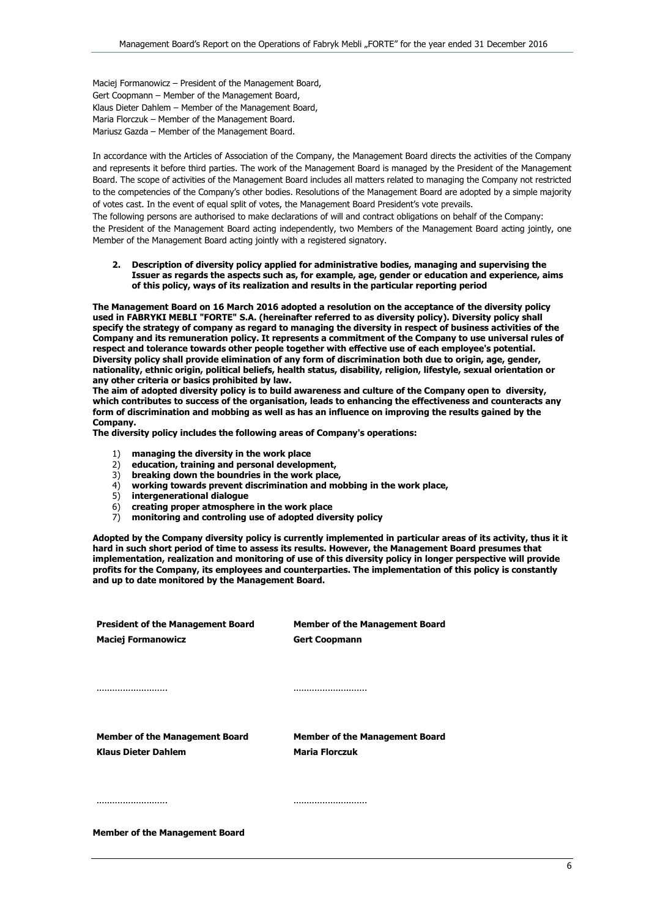Maciej Formanowicz – President of the Management Board,
Gert Coopmann – Member of the Management Board,
Klaus Dieter Dahlem – Member of the Management Board,
Maria Florczuk – Member of the Management Board.
Mariusz Gazda – Member of the Management Board.

In accordance with the Articles of Association of the Company, the Management Board directs the activities of the Company and represents it before third parties. The work of the Management Board is managed by the President of the Management Board. The scope of activities of the Management Board includes all matters related to managing the Company not restricted to the competencies of the Company's other bodies. Resolutions of the Management Board are adopted by a simple majority of votes cast. In the event of equal split of votes, the Management Board President's vote prevails.
The following persons are authorised to make declarations of will and contract obligations on behalf of the Company: the President of the Management Board acting independently, two Members of the Management Board acting jointly, one Member of the Management Board acting jointly with a registered signatory.

## 2. Description of diversity policy applied for administrative bodies, managing and supervising the Issuer as regards the aspects such as, for example, age, gender or education and experience, aims of this policy, ways of its realization and results in the particular reporting period

**The Management Board on 16 March 2016 adopted a resolution on the acceptance of the diversity policy used in FABRYKI MEBLI "FORTE" S.A. (hereinafter referred to as diversity policy). Diversity policy shall specify the strategy of company as regard to managing the diversity in respect of business activities of the Company and its remuneration policy. It represents a commitment of the Company to use universal rules of respect and tolerance towards other people together with effective use of each employee's potential. Diversity policy shall provide elimination of any form of discrimination both due to origin, age, gender, nationality, ethnic origin, political beliefs, health status, disability, religion, lifestyle, sexual orientation or any other criteria or basics prohibited by law.**
**The aim of adopted diversity policy is to build awareness and culture of the Company open to diversity, which contributes to success of the organisation, leads to enhancing the effectiveness and counteracts any form of discrimination and mobbing as well as has an influence on improving the results gained by the Company.**
**The diversity policy includes the following areas of Company's operations:**

1) **managing the diversity in the work place**
2) **education, training and personal development,**
3) **breaking down the boundries in the work place,**
4) **working towards prevent discrimination and mobbing in the work place,**
5) **intergenerational dialogue**
6) **creating proper atmosphere in the work place**
7) **monitoring and controling use of adopted diversity policy**

**Adopted by the Company diversity policy is currently implemented in particular areas of its activity, thus it it hard in such short period of time to assess its results. However, the Management Board presumes that implementation, realization and monitoring of use of this diversity policy in longer perspective will provide profits for the Company, its employees and counterparties. The implementation of this policy is constantly and up to date monitored by the Management Board.**

| **President of the Management Board** | **Member of the Management Board** |
|---|---|
| **Maciej Formanowicz** | **Gert Coopmann** |
| ……………………… | ……………………… |
| **Member of the Management Board** | **Member of the Management Board** |
| **Klaus Dieter Dahlem** | **Maria Florczuk** |
| ……………………… | ……………………… |
| **Member of the Management Board** | |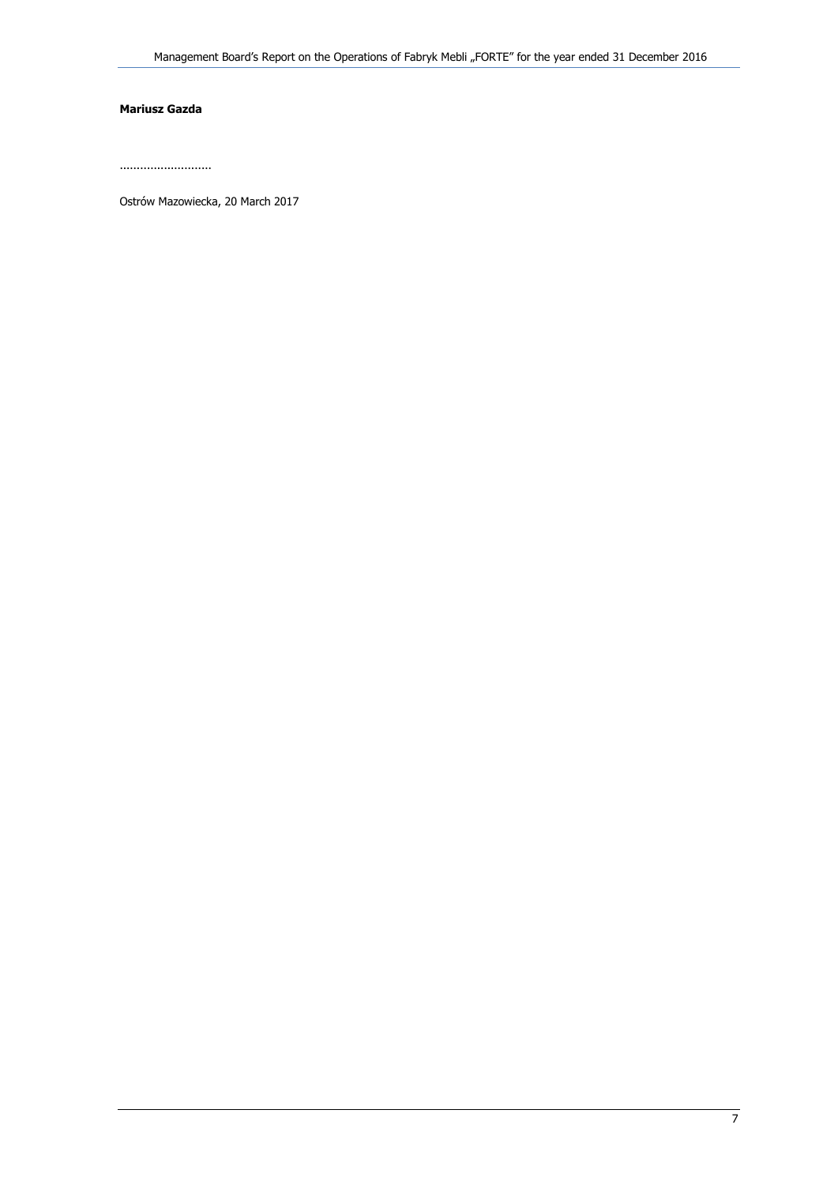**Mariusz Gazda**

………………………

Ostrów Mazowiecka, 20 March 2017